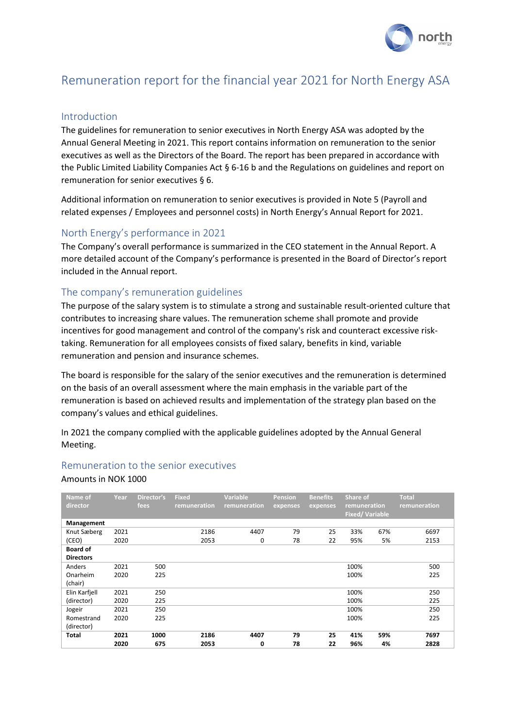# Remuneration report for the financial year 2021 for North Energy ASA

## Introduction

The guidelines for remuneration to senior executives in North Energy ASA was adopted by the Annual General Meeting in 2021. This report contains information on remuneration to the senior executives as well as the Directors of the Board. The report has been prepared in accordance with the Public Limited Liability Companies Act § 6-16 b and the Regulations on guidelines and report on remuneration for senior executives § 6.

Additional information on remuneration to senior executives is provided in Note 5 (Payroll and related expenses / Employees and personnel costs) in North Energy's Annual Report for 2021.

## North Energy's performance in 2021

The Company's overall performance is summarized in the CEO statement in the Annual Report. A more detailed account of the Company's performance is presented in the Board of Director's report included in the Annual report.

## The company's remuneration guidelines

The purpose of the salary system is to stimulate a strong and sustainable result-oriented culture that contributes to increasing share values. The remuneration scheme shall promote and provide incentives for good management and control of the company's risk and counteract excessive risk-taking. Remuneration for all employees consists of fixed salary, benefits in kind, variable remuneration and pension and insurance schemes.

The board is responsible for the salary of the senior executives and the remuneration is determined on the basis of an overall assessment where the main emphasis in the variable part of the remuneration is based on achieved results and implementation of the strategy plan based on the company's values and ethical guidelines.

In 2021 the company complied with the applicable guidelines adopted by the Annual General Meeting.

## Remuneration to the senior executives

Amounts in NOK 1000

| Name of director | Year | Director's fees | Fixed remuneration | Variable remuneration | Pension expenses | Benefits expenses | Share of remuneration Fixed/ Variable | | Total remuneration |
|---|---|---|---|---|---|---|---|---|---|
| **Management** | | | | | | | | | |
| Knut Sæberg (CEO) | 2021 | | 2186 | 4407 | 79 | 25 | 33% | 67% | 6697 |
| | 2020 | | 2053 | 0 | 78 | 22 | 95% | 5% | 2153 |
| **Board of Directors** | | | | | | | | | |
| Anders Onarheim (chair) | 2021 | 500 | | | | | 100% | | 500 |
| | 2020 | 225 | | | | | 100% | | 225 |
| Elin Karfjell (director) | 2021 | 250 | | | | | 100% | | 250 |
| | 2020 | 225 | | | | | 100% | | 225 |
| Jogeir Romestrand (director) | 2021 | 250 | | | | | 100% | | 250 |
| | 2020 | 225 | | | | | 100% | | 225 |
| **Total** | **2021** | **1000** | **2186** | **4407** | **79** | **25** | **41%** | **59%** | **7697** |
| | **2020** | **675** | **2053** | **0** | **78** | **22** | **96%** | **4%** | **2828** |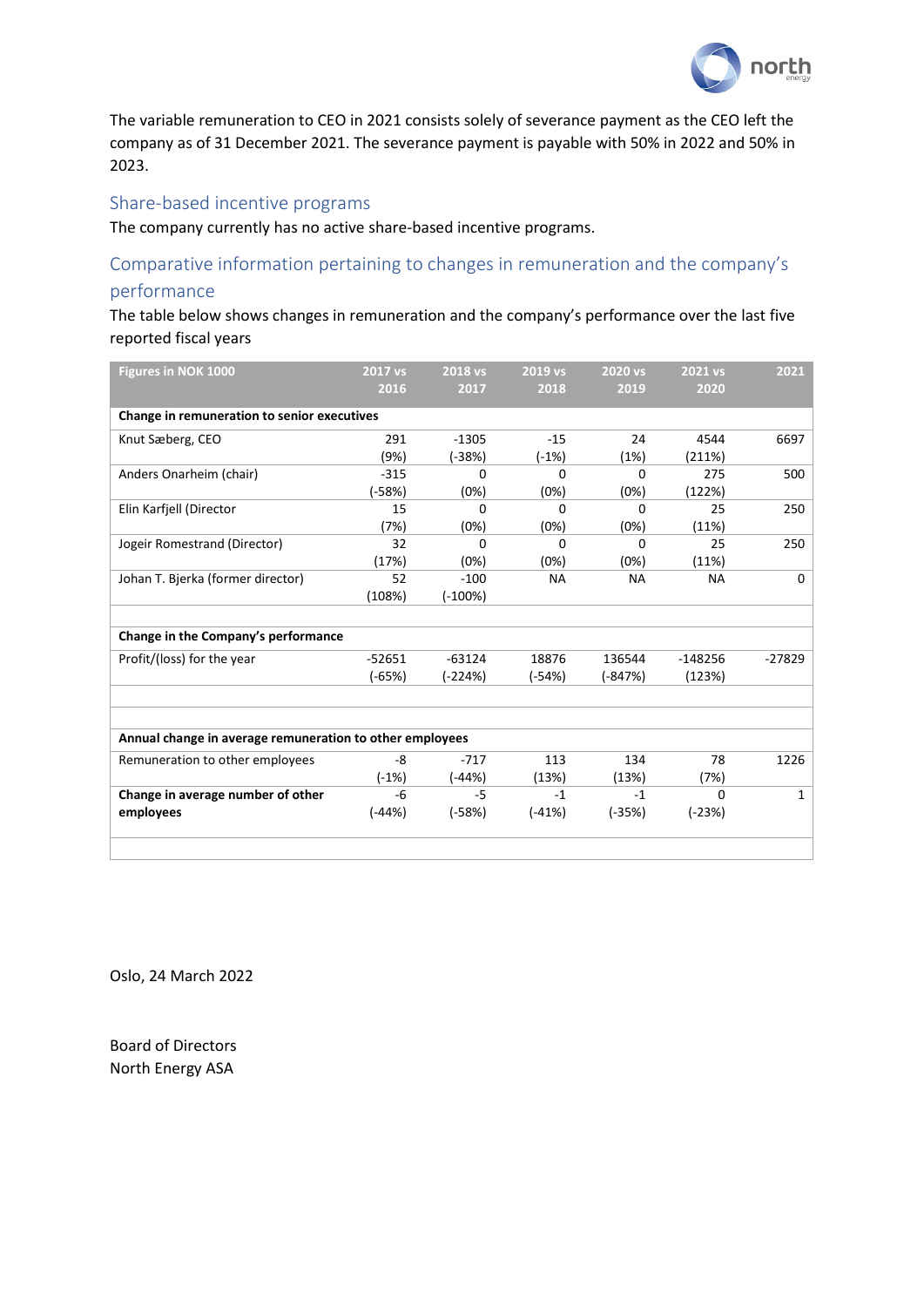The variable remuneration to CEO in 2021 consists solely of severance payment as the CEO left the company as of 31 December 2021. The severance payment is payable with 50% in 2022 and 50% in 2023.

## Share-based incentive programs

The company currently has no active share-based incentive programs.

## Comparative information pertaining to changes in remuneration and the company's performance

The table below shows changes in remuneration and the company's performance over the last five reported fiscal years

| Figures in NOK 1000 | 2017 vs 2016 | 2018 vs 2017 | 2019 vs 2018 | 2020 vs 2019 | 2021 vs 2020 | 2021 |
|---|---|---|---|---|---|---|
| **Change in remuneration to senior executives** | | | | | | |
| Knut Sæberg, CEO | 291 (9%) | -1305 (-38%) | -15 (-1%) | 24 (1%) | 4544 (211%) | 6697 |
| Anders Onarheim (chair) | -315 (-58%) | 0 (0%) | 0 (0%) | 0 (0%) | 275 (122%) | 500 |
| Elin Karfjell (Director | 15 (7%) | 0 (0%) | 0 (0%) | 0 (0%) | 25 (11%) | 250 |
| Jogeir Romestrand (Director) | 32 (17%) | 0 (0%) | 0 (0%) | 0 (0%) | 25 (11%) | 250 |
| Johan T. Bjerka (former director) | 52 (108%) | -100 (-100%) | NA | NA | NA | 0 |
| **Change in the Company's performance** | | | | | | |
| Profit/(loss) for the year | -52651 (-65%) | -63124 (-224%) | 18876 (-54%) | 136544 (-847%) | -148256 (123%) | -27829 |
| **Annual change in average remuneration to other employees** | | | | | | |
| Remuneration to other employees | -8 (-1%) | -717 (-44%) | 113 (13%) | 134 (13%) | 78 (7%) | 1226 |
| **Change in average number of other employees** | -6 (-44%) | -5 (-58%) | -1 (-41%) | -1 (-35%) | 0 (-23%) | 1 |

Oslo, 24 March 2022

Board of Directors
North Energy ASA